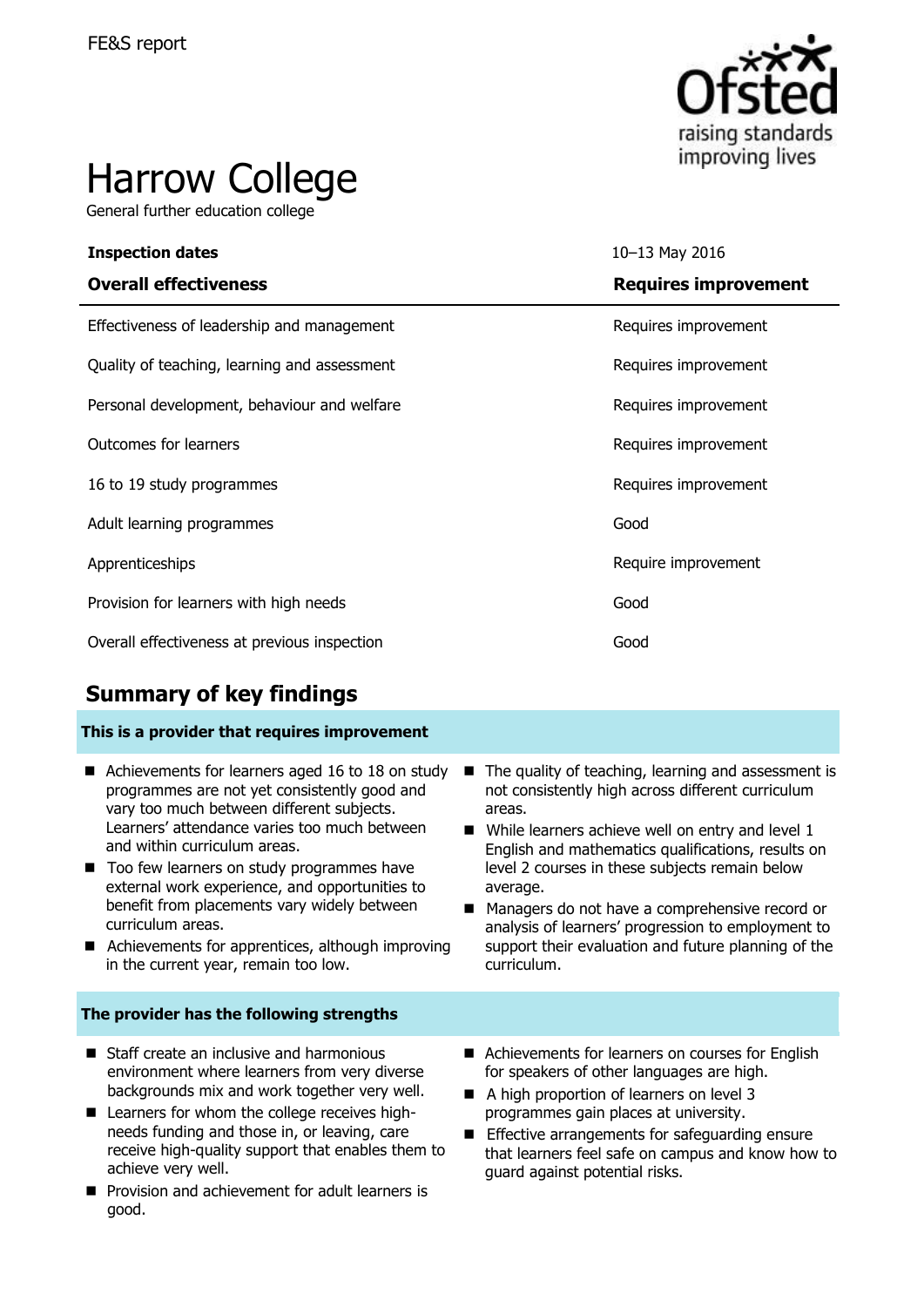FE&S report

# Harrow College

General further education college

| Inspection dates | 10–13 May 2016 |
|---|---|
| **Overall effectiveness** | **Requires improvement** |
| Effectiveness of leadership and management | Requires improvement |
| Quality of teaching, learning and assessment | Requires improvement |
| Personal development, behaviour and welfare | Requires improvement |
| Outcomes for learners | Requires improvement |
| 16 to 19 study programmes | Requires improvement |
| Adult learning programmes | Good |
| Apprenticeships | Require improvement |
| Provision for learners with high needs | Good |
| Overall effectiveness at previous inspection | Good |

## Summary of key findings

### This is a provider that requires improvement

- Achievements for learners aged 16 to 18 on study programmes are not yet consistently good and vary too much between different subjects. Learners' attendance varies too much between and within curriculum areas.
- Too few learners on study programmes have external work experience, and opportunities to benefit from placements vary widely between curriculum areas.
- Achievements for apprentices, although improving in the current year, remain too low.
- The quality of teaching, learning and assessment is not consistently high across different curriculum areas.
- While learners achieve well on entry and level 1 English and mathematics qualifications, results on level 2 courses in these subjects remain below average.
- Managers do not have a comprehensive record or analysis of learners' progression to employment to support their evaluation and future planning of the curriculum.

### The provider has the following strengths

- Staff create an inclusive and harmonious environment where learners from very diverse backgrounds mix and work together very well.
- Learners for whom the college receives high-needs funding and those in, or leaving, care receive high-quality support that enables them to achieve very well.
- Provision and achievement for adult learners is good.
- Achievements for learners on courses for English for speakers of other languages are high.
- A high proportion of learners on level 3 programmes gain places at university.
- Effective arrangements for safeguarding ensure that learners feel safe on campus and know how to guard against potential risks.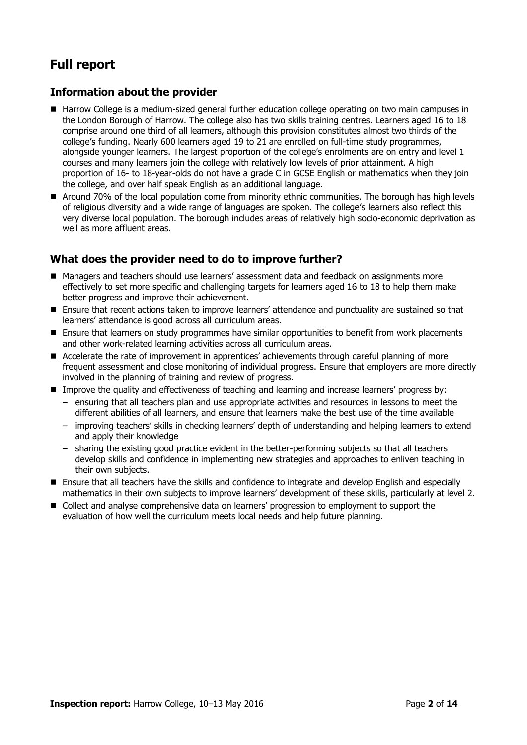## Full report

### Information about the provider

- Harrow College is a medium-sized general further education college operating on two main campuses in the London Borough of Harrow. The college also has two skills training centres. Learners aged 16 to 18 comprise around one third of all learners, although this provision constitutes almost two thirds of the college's funding. Nearly 600 learners aged 19 to 21 are enrolled on full-time study programmes, alongside younger learners. The largest proportion of the college's enrolments are on entry and level 1 courses and many learners join the college with relatively low levels of prior attainment. A high proportion of 16- to 18-year-olds do not have a grade C in GCSE English or mathematics when they join the college, and over half speak English as an additional language.
- Around 70% of the local population come from minority ethnic communities. The borough has high levels of religious diversity and a wide range of languages are spoken. The college's learners also reflect this very diverse local population. The borough includes areas of relatively high socio-economic deprivation as well as more affluent areas.

### What does the provider need to do to improve further?

- Managers and teachers should use learners' assessment data and feedback on assignments more effectively to set more specific and challenging targets for learners aged 16 to 18 to help them make better progress and improve their achievement.
- Ensure that recent actions taken to improve learners' attendance and punctuality are sustained so that learners' attendance is good across all curriculum areas.
- Ensure that learners on study programmes have similar opportunities to benefit from work placements and other work-related learning activities across all curriculum areas.
- Accelerate the rate of improvement in apprentices' achievements through careful planning of more frequent assessment and close monitoring of individual progress. Ensure that employers are more directly involved in the planning of training and review of progress.
- Improve the quality and effectiveness of teaching and learning and increase learners' progress by:
  - ensuring that all teachers plan and use appropriate activities and resources in lessons to meet the different abilities of all learners, and ensure that learners make the best use of the time available
  - improving teachers' skills in checking learners' depth of understanding and helping learners to extend and apply their knowledge
  - sharing the existing good practice evident in the better-performing subjects so that all teachers develop skills and confidence in implementing new strategies and approaches to enliven teaching in their own subjects.
- Ensure that all teachers have the skills and confidence to integrate and develop English and especially mathematics in their own subjects to improve learners' development of these skills, particularly at level 2.
- Collect and analyse comprehensive data on learners' progression to employment to support the evaluation of how well the curriculum meets local needs and help future planning.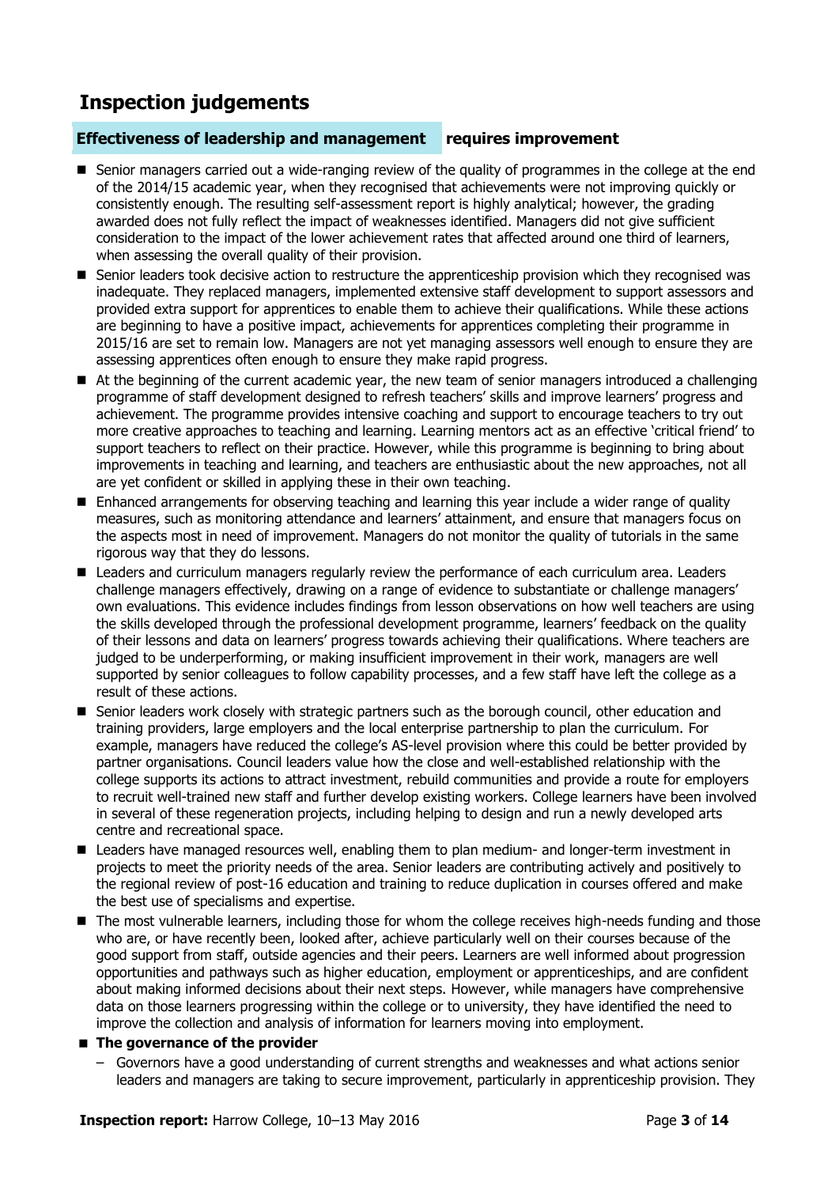## Inspection judgements

**Effectiveness of leadership and management** **requires improvement**

- Senior managers carried out a wide-ranging review of the quality of programmes in the college at the end of the 2014/15 academic year, when they recognised that achievements were not improving quickly or consistently enough. The resulting self-assessment report is highly analytical; however, the grading awarded does not fully reflect the impact of weaknesses identified. Managers did not give sufficient consideration to the impact of the lower achievement rates that affected around one third of learners, when assessing the overall quality of their provision.
- Senior leaders took decisive action to restructure the apprenticeship provision which they recognised was inadequate. They replaced managers, implemented extensive staff development to support assessors and provided extra support for apprentices to enable them to achieve their qualifications. While these actions are beginning to have a positive impact, achievements for apprentices completing their programme in 2015/16 are set to remain low. Managers are not yet managing assessors well enough to ensure they are assessing apprentices often enough to ensure they make rapid progress.
- At the beginning of the current academic year, the new team of senior managers introduced a challenging programme of staff development designed to refresh teachers' skills and improve learners' progress and achievement. The programme provides intensive coaching and support to encourage teachers to try out more creative approaches to teaching and learning. Learning mentors act as an effective 'critical friend' to support teachers to reflect on their practice. However, while this programme is beginning to bring about improvements in teaching and learning, and teachers are enthusiastic about the new approaches, not all are yet confident or skilled in applying these in their own teaching.
- Enhanced arrangements for observing teaching and learning this year include a wider range of quality measures, such as monitoring attendance and learners' attainment, and ensure that managers focus on the aspects most in need of improvement. Managers do not monitor the quality of tutorials in the same rigorous way that they do lessons.
- Leaders and curriculum managers regularly review the performance of each curriculum area. Leaders challenge managers effectively, drawing on a range of evidence to substantiate or challenge managers' own evaluations. This evidence includes findings from lesson observations on how well teachers are using the skills developed through the professional development programme, learners' feedback on the quality of their lessons and data on learners' progress towards achieving their qualifications. Where teachers are judged to be underperforming, or making insufficient improvement in their work, managers are well supported by senior colleagues to follow capability processes, and a few staff have left the college as a result of these actions.
- Senior leaders work closely with strategic partners such as the borough council, other education and training providers, large employers and the local enterprise partnership to plan the curriculum. For example, managers have reduced the college's AS-level provision where this could be better provided by partner organisations. Council leaders value how the close and well-established relationship with the college supports its actions to attract investment, rebuild communities and provide a route for employers to recruit well-trained new staff and further develop existing workers. College learners have been involved in several of these regeneration projects, including helping to design and run a newly developed arts centre and recreational space.
- Leaders have managed resources well, enabling them to plan medium- and longer-term investment in projects to meet the priority needs of the area. Senior leaders are contributing actively and positively to the regional review of post-16 education and training to reduce duplication in courses offered and make the best use of specialisms and expertise.
- The most vulnerable learners, including those for whom the college receives high-needs funding and those who are, or have recently been, looked after, achieve particularly well on their courses because of the good support from staff, outside agencies and their peers. Learners are well informed about progression opportunities and pathways such as higher education, employment or apprenticeships, and are confident about making informed decisions about their next steps. However, while managers have comprehensive data on those learners progressing within the college or to university, they have identified the need to improve the collection and analysis of information for learners moving into employment.
- **The governance of the provider**
  - Governors have a good understanding of current strengths and weaknesses and what actions senior leaders and managers are taking to secure improvement, particularly in apprenticeship provision. They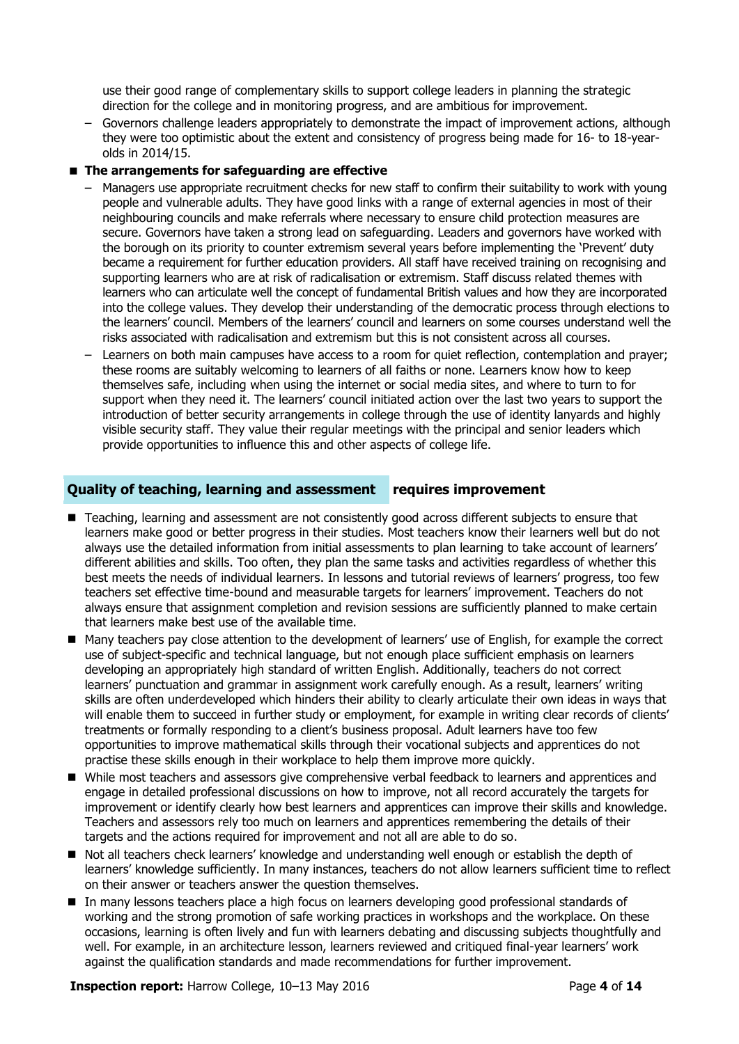use their good range of complementary skills to support college leaders in planning the strategic direction for the college and in monitoring progress, and are ambitious for improvement.

– Governors challenge leaders appropriately to demonstrate the impact of improvement actions, although they were too optimistic about the extent and consistency of progress being made for 16- to 18-year-olds in 2014/15.

- **The arrangements for safeguarding are effective**
  – Managers use appropriate recruitment checks for new staff to confirm their suitability to work with young people and vulnerable adults. They have good links with a range of external agencies in most of their neighbouring councils and make referrals where necessary to ensure child protection measures are secure. Governors have taken a strong lead on safeguarding. Leaders and governors have worked with the borough on its priority to counter extremism several years before implementing the 'Prevent' duty became a requirement for further education providers. All staff have received training on recognising and supporting learners who are at risk of radicalisation or extremism. Staff discuss related themes with learners who can articulate well the concept of fundamental British values and how they are incorporated into the college values. They develop their understanding of the democratic process through elections to the learners' council. Members of the learners' council and learners on some courses understand well the risks associated with radicalisation and extremism but this is not consistent across all courses.
  – Learners on both main campuses have access to a room for quiet reflection, contemplation and prayer; these rooms are suitably welcoming to learners of all faiths or none. Learners know how to keep themselves safe, including when using the internet or social media sites, and where to turn to for support when they need it. The learners' council initiated action over the last two years to support the introduction of better security arrangements in college through the use of identity lanyards and highly visible security staff. They value their regular meetings with the principal and senior leaders which provide opportunities to influence this and other aspects of college life.

## Quality of teaching, learning and assessment requires improvement

- Teaching, learning and assessment are not consistently good across different subjects to ensure that learners make good or better progress in their studies. Most teachers know their learners well but do not always use the detailed information from initial assessments to plan learning to take account of learners' different abilities and skills. Too often, they plan the same tasks and activities regardless of whether this best meets the needs of individual learners. In lessons and tutorial reviews of learners' progress, too few teachers set effective time-bound and measurable targets for learners' improvement. Teachers do not always ensure that assignment completion and revision sessions are sufficiently planned to make certain that learners make best use of the available time.
- Many teachers pay close attention to the development of learners' use of English, for example the correct use of subject-specific and technical language, but not enough place sufficient emphasis on learners developing an appropriately high standard of written English. Additionally, teachers do not correct learners' punctuation and grammar in assignment work carefully enough. As a result, learners' writing skills are often underdeveloped which hinders their ability to clearly articulate their own ideas in ways that will enable them to succeed in further study or employment, for example in writing clear records of clients' treatments or formally responding to a client's business proposal. Adult learners have too few opportunities to improve mathematical skills through their vocational subjects and apprentices do not practise these skills enough in their workplace to help them improve more quickly.
- While most teachers and assessors give comprehensive verbal feedback to learners and apprentices and engage in detailed professional discussions on how to improve, not all record accurately the targets for improvement or identify clearly how best learners and apprentices can improve their skills and knowledge. Teachers and assessors rely too much on learners and apprentices remembering the details of their targets and the actions required for improvement and not all are able to do so.
- Not all teachers check learners' knowledge and understanding well enough or establish the depth of learners' knowledge sufficiently. In many instances, teachers do not allow learners sufficient time to reflect on their answer or teachers answer the question themselves.
- In many lessons teachers place a high focus on learners developing good professional standards of working and the strong promotion of safe working practices in workshops and the workplace. On these occasions, learning is often lively and fun with learners debating and discussing subjects thoughtfully and well. For example, in an architecture lesson, learners reviewed and critiqued final-year learners' work against the qualification standards and made recommendations for further improvement.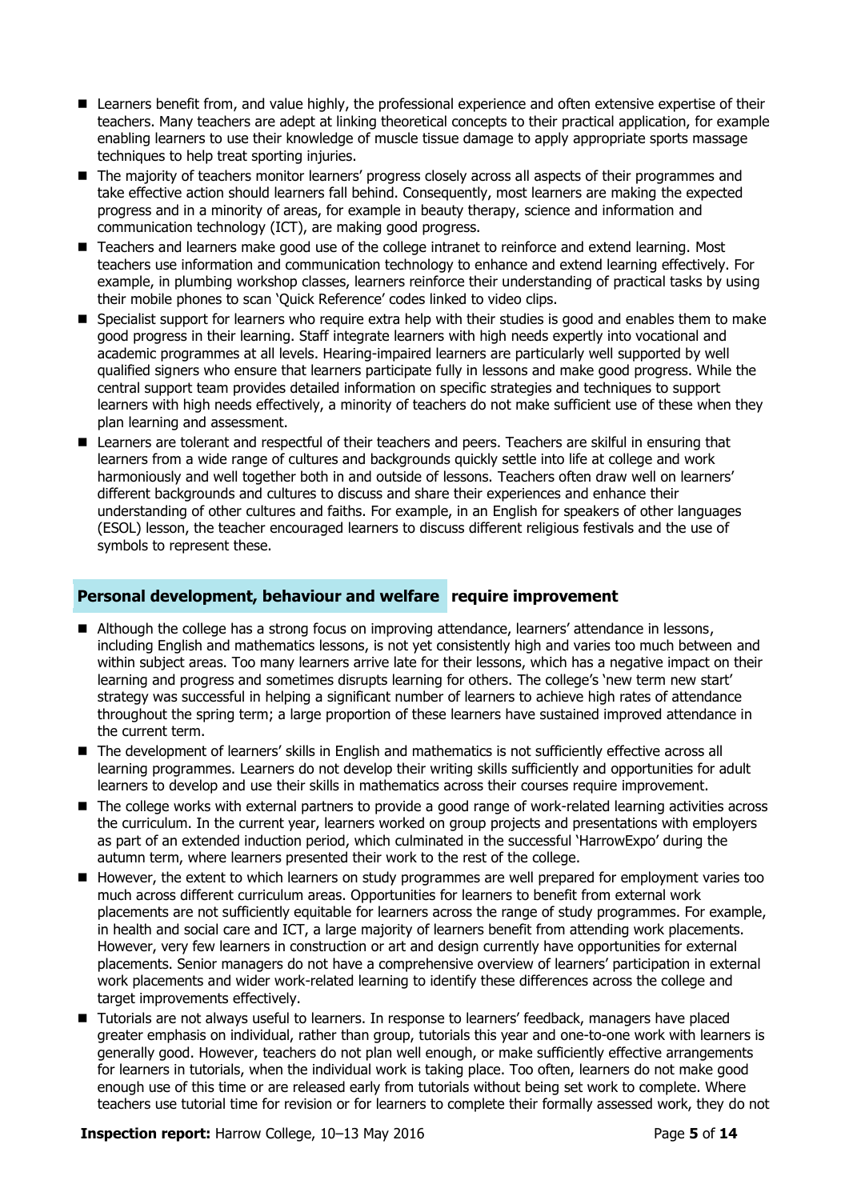- Learners benefit from, and value highly, the professional experience and often extensive expertise of their teachers. Many teachers are adept at linking theoretical concepts to their practical application, for example enabling learners to use their knowledge of muscle tissue damage to apply appropriate sports massage techniques to help treat sporting injuries.
- The majority of teachers monitor learners' progress closely across all aspects of their programmes and take effective action should learners fall behind. Consequently, most learners are making the expected progress and in a minority of areas, for example in beauty therapy, science and information and communication technology (ICT), are making good progress.
- Teachers and learners make good use of the college intranet to reinforce and extend learning. Most teachers use information and communication technology to enhance and extend learning effectively. For example, in plumbing workshop classes, learners reinforce their understanding of practical tasks by using their mobile phones to scan 'Quick Reference' codes linked to video clips.
- Specialist support for learners who require extra help with their studies is good and enables them to make good progress in their learning. Staff integrate learners with high needs expertly into vocational and academic programmes at all levels. Hearing-impaired learners are particularly well supported by well qualified signers who ensure that learners participate fully in lessons and make good progress. While the central support team provides detailed information on specific strategies and techniques to support learners with high needs effectively, a minority of teachers do not make sufficient use of these when they plan learning and assessment.
- Learners are tolerant and respectful of their teachers and peers. Teachers are skilful in ensuring that learners from a wide range of cultures and backgrounds quickly settle into life at college and work harmoniously and well together both in and outside of lessons. Teachers often draw well on learners' different backgrounds and cultures to discuss and share their experiences and enhance their understanding of other cultures and faiths. For example, in an English for speakers of other languages (ESOL) lesson, the teacher encouraged learners to discuss different religious festivals and the use of symbols to represent these.

## Personal development, behaviour and welfare require improvement

- Although the college has a strong focus on improving attendance, learners' attendance in lessons, including English and mathematics lessons, is not yet consistently high and varies too much between and within subject areas. Too many learners arrive late for their lessons, which has a negative impact on their learning and progress and sometimes disrupts learning for others. The college's 'new term new start' strategy was successful in helping a significant number of learners to achieve high rates of attendance throughout the spring term; a large proportion of these learners have sustained improved attendance in the current term.
- The development of learners' skills in English and mathematics is not sufficiently effective across all learning programmes. Learners do not develop their writing skills sufficiently and opportunities for adult learners to develop and use their skills in mathematics across their courses require improvement.
- The college works with external partners to provide a good range of work-related learning activities across the curriculum. In the current year, learners worked on group projects and presentations with employers as part of an extended induction period, which culminated in the successful 'HarrowExpo' during the autumn term, where learners presented their work to the rest of the college.
- However, the extent to which learners on study programmes are well prepared for employment varies too much across different curriculum areas. Opportunities for learners to benefit from external work placements are not sufficiently equitable for learners across the range of study programmes. For example, in health and social care and ICT, a large majority of learners benefit from attending work placements. However, very few learners in construction or art and design currently have opportunities for external placements. Senior managers do not have a comprehensive overview of learners' participation in external work placements and wider work-related learning to identify these differences across the college and target improvements effectively.
- Tutorials are not always useful to learners. In response to learners' feedback, managers have placed greater emphasis on individual, rather than group, tutorials this year and one-to-one work with learners is generally good. However, teachers do not plan well enough, or make sufficiently effective arrangements for learners in tutorials, when the individual work is taking place. Too often, learners do not make good enough use of this time or are released early from tutorials without being set work to complete. Where teachers use tutorial time for revision or for learners to complete their formally assessed work, they do not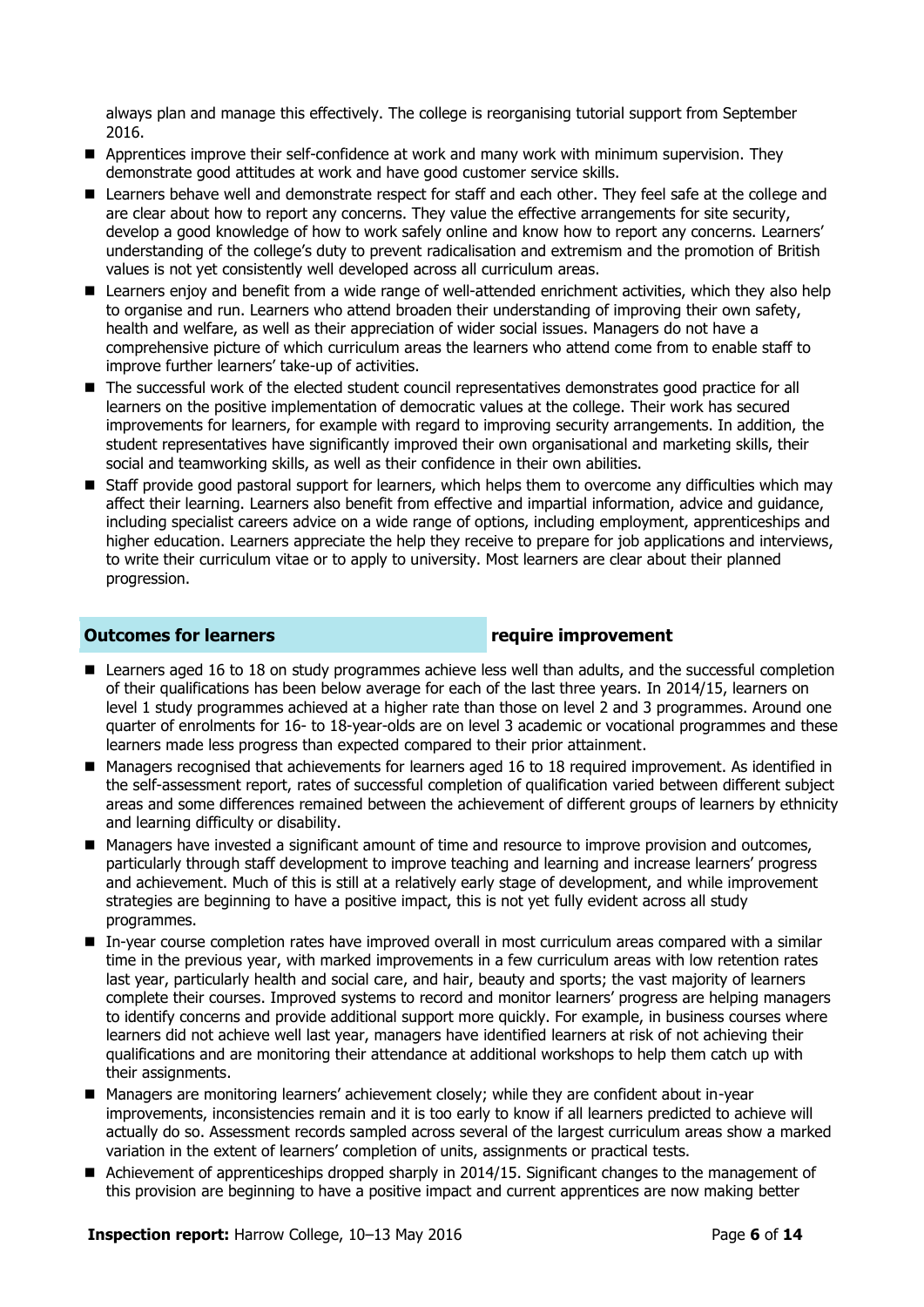always plan and manage this effectively. The college is reorganising tutorial support from September 2016.

- Apprentices improve their self-confidence at work and many work with minimum supervision. They demonstrate good attitudes at work and have good customer service skills.
- Learners behave well and demonstrate respect for staff and each other. They feel safe at the college and are clear about how to report any concerns. They value the effective arrangements for site security, develop a good knowledge of how to work safely online and know how to report any concerns. Learners' understanding of the college's duty to prevent radicalisation and extremism and the promotion of British values is not yet consistently well developed across all curriculum areas.
- Learners enjoy and benefit from a wide range of well-attended enrichment activities, which they also help to organise and run. Learners who attend broaden their understanding of improving their own safety, health and welfare, as well as their appreciation of wider social issues. Managers do not have a comprehensive picture of which curriculum areas the learners who attend come from to enable staff to improve further learners' take-up of activities.
- The successful work of the elected student council representatives demonstrates good practice for all learners on the positive implementation of democratic values at the college. Their work has secured improvements for learners, for example with regard to improving security arrangements. In addition, the student representatives have significantly improved their own organisational and marketing skills, their social and teamworking skills, as well as their confidence in their own abilities.
- Staff provide good pastoral support for learners, which helps them to overcome any difficulties which may affect their learning. Learners also benefit from effective and impartial information, advice and guidance, including specialist careers advice on a wide range of options, including employment, apprenticeships and higher education. Learners appreciate the help they receive to prepare for job applications and interviews, to write their curriculum vitae or to apply to university. Most learners are clear about their planned progression.

## Outcomes for learners — require improvement

- Learners aged 16 to 18 on study programmes achieve less well than adults, and the successful completion of their qualifications has been below average for each of the last three years. In 2014/15, learners on level 1 study programmes achieved at a higher rate than those on level 2 and 3 programmes. Around one quarter of enrolments for 16- to 18-year-olds are on level 3 academic or vocational programmes and these learners made less progress than expected compared to their prior attainment.
- Managers recognised that achievements for learners aged 16 to 18 required improvement. As identified in the self-assessment report, rates of successful completion of qualification varied between different subject areas and some differences remained between the achievement of different groups of learners by ethnicity and learning difficulty or disability.
- Managers have invested a significant amount of time and resource to improve provision and outcomes, particularly through staff development to improve teaching and learning and increase learners' progress and achievement. Much of this is still at a relatively early stage of development, and while improvement strategies are beginning to have a positive impact, this is not yet fully evident across all study programmes.
- In-year course completion rates have improved overall in most curriculum areas compared with a similar time in the previous year, with marked improvements in a few curriculum areas with low retention rates last year, particularly health and social care, and hair, beauty and sports; the vast majority of learners complete their courses. Improved systems to record and monitor learners' progress are helping managers to identify concerns and provide additional support more quickly. For example, in business courses where learners did not achieve well last year, managers have identified learners at risk of not achieving their qualifications and are monitoring their attendance at additional workshops to help them catch up with their assignments.
- Managers are monitoring learners' achievement closely; while they are confident about in-year improvements, inconsistencies remain and it is too early to know if all learners predicted to achieve will actually do so. Assessment records sampled across several of the largest curriculum areas show a marked variation in the extent of learners' completion of units, assignments or practical tests.
- Achievement of apprenticeships dropped sharply in 2014/15. Significant changes to the management of this provision are beginning to have a positive impact and current apprentices are now making better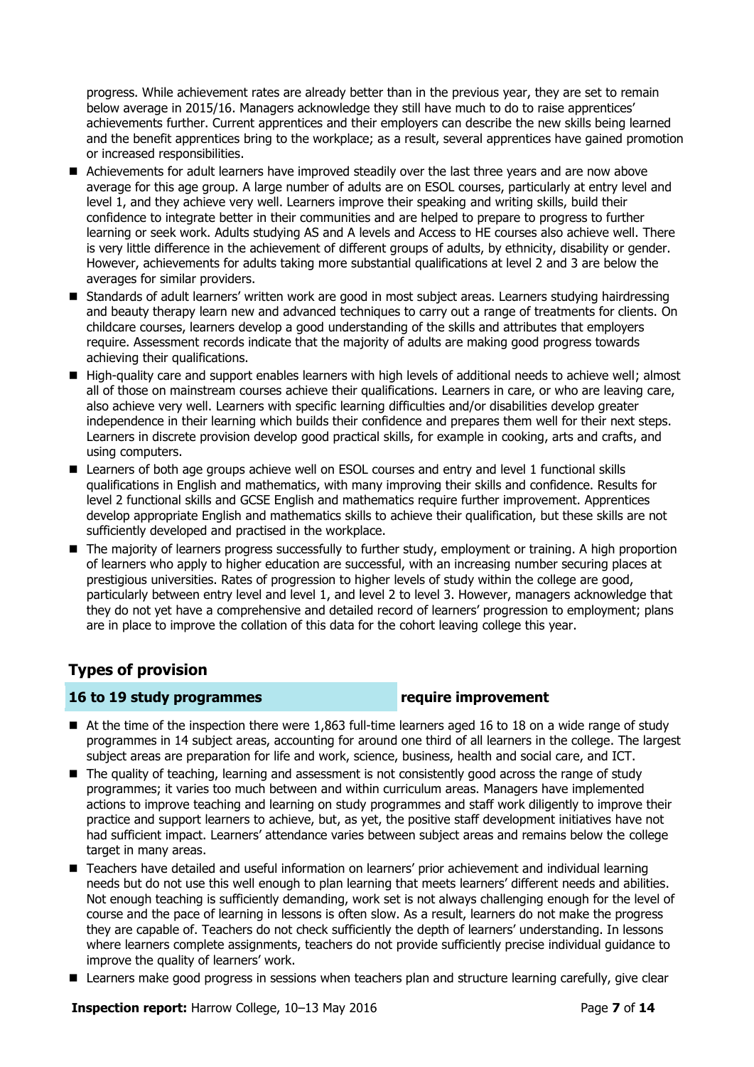progress. While achievement rates are already better than in the previous year, they are set to remain below average in 2015/16. Managers acknowledge they still have much to do to raise apprentices' achievements further. Current apprentices and their employers can describe the new skills being learned and the benefit apprentices bring to the workplace; as a result, several apprentices have gained promotion or increased responsibilities.

- Achievements for adult learners have improved steadily over the last three years and are now above average for this age group. A large number of adults are on ESOL courses, particularly at entry level and level 1, and they achieve very well. Learners improve their speaking and writing skills, build their confidence to integrate better in their communities and are helped to prepare to progress to further learning or seek work. Adults studying AS and A levels and Access to HE courses also achieve well. There is very little difference in the achievement of different groups of adults, by ethnicity, disability or gender. However, achievements for adults taking more substantial qualifications at level 2 and 3 are below the averages for similar providers.
- Standards of adult learners' written work are good in most subject areas. Learners studying hairdressing and beauty therapy learn new and advanced techniques to carry out a range of treatments for clients. On childcare courses, learners develop a good understanding of the skills and attributes that employers require. Assessment records indicate that the majority of adults are making good progress towards achieving their qualifications.
- High-quality care and support enables learners with high levels of additional needs to achieve well; almost all of those on mainstream courses achieve their qualifications. Learners in care, or who are leaving care, also achieve very well. Learners with specific learning difficulties and/or disabilities develop greater independence in their learning which builds their confidence and prepares them well for their next steps. Learners in discrete provision develop good practical skills, for example in cooking, arts and crafts, and using computers.
- Learners of both age groups achieve well on ESOL courses and entry and level 1 functional skills qualifications in English and mathematics, with many improving their skills and confidence. Results for level 2 functional skills and GCSE English and mathematics require further improvement. Apprentices develop appropriate English and mathematics skills to achieve their qualification, but these skills are not sufficiently developed and practised in the workplace.
- The majority of learners progress successfully to further study, employment or training. A high proportion of learners who apply to higher education are successful, with an increasing number securing places at prestigious universities. Rates of progression to higher levels of study within the college are good, particularly between entry level and level 1, and level 2 to level 3. However, managers acknowledge that they do not yet have a comprehensive and detailed record of learners' progression to employment; plans are in place to improve the collation of this data for the cohort leaving college this year.

## Types of provision

### 16 to 19 study programmes — require improvement

- At the time of the inspection there were 1,863 full-time learners aged 16 to 18 on a wide range of study programmes in 14 subject areas, accounting for around one third of all learners in the college. The largest subject areas are preparation for life and work, science, business, health and social care, and ICT.
- The quality of teaching, learning and assessment is not consistently good across the range of study programmes; it varies too much between and within curriculum areas. Managers have implemented actions to improve teaching and learning on study programmes and staff work diligently to improve their practice and support learners to achieve, but, as yet, the positive staff development initiatives have not had sufficient impact. Learners' attendance varies between subject areas and remains below the college target in many areas.
- Teachers have detailed and useful information on learners' prior achievement and individual learning needs but do not use this well enough to plan learning that meets learners' different needs and abilities. Not enough teaching is sufficiently demanding, work set is not always challenging enough for the level of course and the pace of learning in lessons is often slow. As a result, learners do not make the progress they are capable of. Teachers do not check sufficiently the depth of learners' understanding. In lessons where learners complete assignments, teachers do not provide sufficiently precise individual guidance to improve the quality of learners' work.
- Learners make good progress in sessions when teachers plan and structure learning carefully, give clear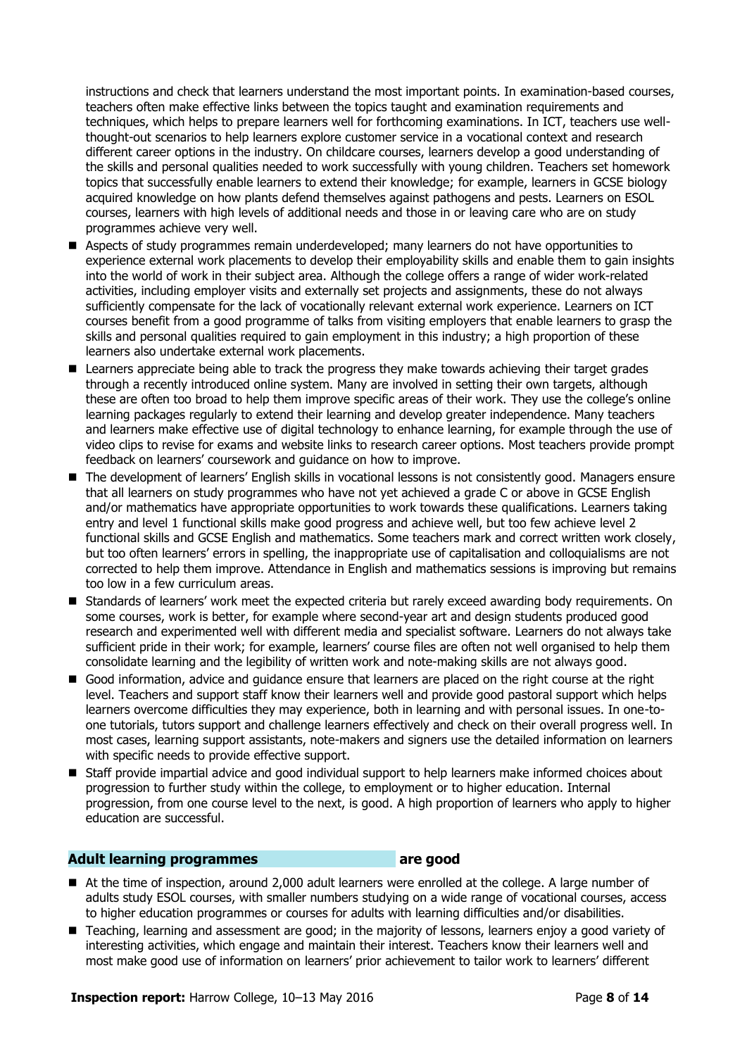instructions and check that learners understand the most important points. In examination-based courses, teachers often make effective links between the topics taught and examination requirements and techniques, which helps to prepare learners well for forthcoming examinations. In ICT, teachers use well-thought-out scenarios to help learners explore customer service in a vocational context and research different career options in the industry. On childcare courses, learners develop a good understanding of the skills and personal qualities needed to work successfully with young children. Teachers set homework topics that successfully enable learners to extend their knowledge; for example, learners in GCSE biology acquired knowledge on how plants defend themselves against pathogens and pests. Learners on ESOL courses, learners with high levels of additional needs and those in or leaving care who are on study programmes achieve very well.

- Aspects of study programmes remain underdeveloped; many learners do not have opportunities to experience external work placements to develop their employability skills and enable them to gain insights into the world of work in their subject area. Although the college offers a range of wider work-related activities, including employer visits and externally set projects and assignments, these do not always sufficiently compensate for the lack of vocationally relevant external work experience. Learners on ICT courses benefit from a good programme of talks from visiting employers that enable learners to grasp the skills and personal qualities required to gain employment in this industry; a high proportion of these learners also undertake external work placements.
- Learners appreciate being able to track the progress they make towards achieving their target grades through a recently introduced online system. Many are involved in setting their own targets, although these are often too broad to help them improve specific areas of their work. They use the college's online learning packages regularly to extend their learning and develop greater independence. Many teachers and learners make effective use of digital technology to enhance learning, for example through the use of video clips to revise for exams and website links to research career options. Most teachers provide prompt feedback on learners' coursework and guidance on how to improve.
- The development of learners' English skills in vocational lessons is not consistently good. Managers ensure that all learners on study programmes who have not yet achieved a grade C or above in GCSE English and/or mathematics have appropriate opportunities to work towards these qualifications. Learners taking entry and level 1 functional skills make good progress and achieve well, but too few achieve level 2 functional skills and GCSE English and mathematics. Some teachers mark and correct written work closely, but too often learners' errors in spelling, the inappropriate use of capitalisation and colloquialisms are not corrected to help them improve. Attendance in English and mathematics sessions is improving but remains too low in a few curriculum areas.
- Standards of learners' work meet the expected criteria but rarely exceed awarding body requirements. On some courses, work is better, for example where second-year art and design students produced good research and experimented well with different media and specialist software. Learners do not always take sufficient pride in their work; for example, learners' course files are often not well organised to help them consolidate learning and the legibility of written work and note-making skills are not always good.
- Good information, advice and guidance ensure that learners are placed on the right course at the right level. Teachers and support staff know their learners well and provide good pastoral support which helps learners overcome difficulties they may experience, both in learning and with personal issues. In one-to-one tutorials, tutors support and challenge learners effectively and check on their overall progress well. In most cases, learning support assistants, note-makers and signers use the detailed information on learners with specific needs to provide effective support.
- Staff provide impartial advice and good individual support to help learners make informed choices about progression to further study within the college, to employment or to higher education. Internal progression, from one course level to the next, is good. A high proportion of learners who apply to higher education are successful.

## Adult learning programmes — are good

- At the time of inspection, around 2,000 adult learners were enrolled at the college. A large number of adults study ESOL courses, with smaller numbers studying on a wide range of vocational courses, access to higher education programmes or courses for adults with learning difficulties and/or disabilities.
- Teaching, learning and assessment are good; in the majority of lessons, learners enjoy a good variety of interesting activities, which engage and maintain their interest. Teachers know their learners well and most make good use of information on learners' prior achievement to tailor work to learners' different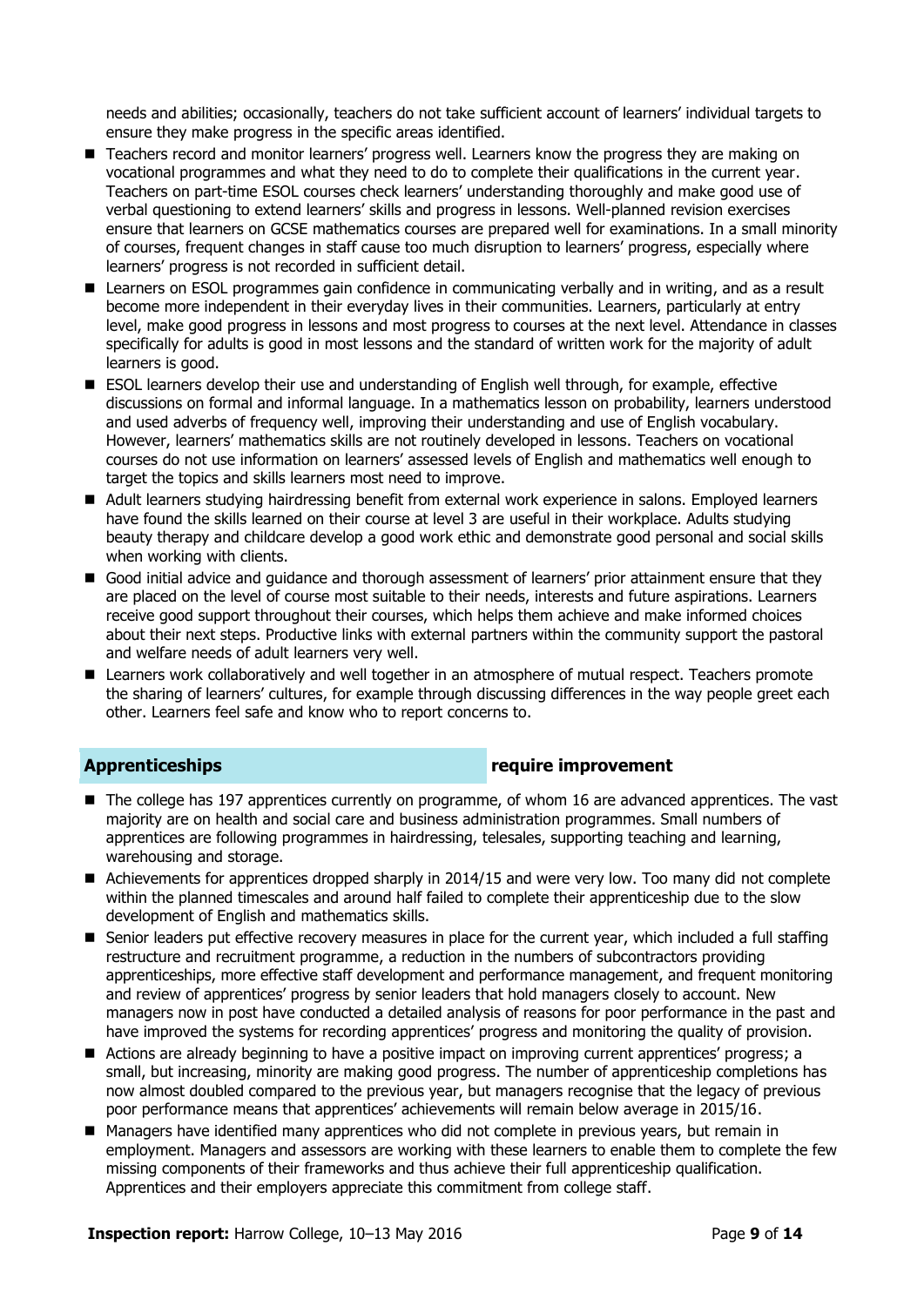needs and abilities; occasionally, teachers do not take sufficient account of learners' individual targets to ensure they make progress in the specific areas identified.

- Teachers record and monitor learners' progress well. Learners know the progress they are making on vocational programmes and what they need to do to complete their qualifications in the current year. Teachers on part-time ESOL courses check learners' understanding thoroughly and make good use of verbal questioning to extend learners' skills and progress in lessons. Well-planned revision exercises ensure that learners on GCSE mathematics courses are prepared well for examinations. In a small minority of courses, frequent changes in staff cause too much disruption to learners' progress, especially where learners' progress is not recorded in sufficient detail.
- Learners on ESOL programmes gain confidence in communicating verbally and in writing, and as a result become more independent in their everyday lives in their communities. Learners, particularly at entry level, make good progress in lessons and most progress to courses at the next level. Attendance in classes specifically for adults is good in most lessons and the standard of written work for the majority of adult learners is good.
- ESOL learners develop their use and understanding of English well through, for example, effective discussions on formal and informal language. In a mathematics lesson on probability, learners understood and used adverbs of frequency well, improving their understanding and use of English vocabulary. However, learners' mathematics skills are not routinely developed in lessons. Teachers on vocational courses do not use information on learners' assessed levels of English and mathematics well enough to target the topics and skills learners most need to improve.
- Adult learners studying hairdressing benefit from external work experience in salons. Employed learners have found the skills learned on their course at level 3 are useful in their workplace. Adults studying beauty therapy and childcare develop a good work ethic and demonstrate good personal and social skills when working with clients.
- Good initial advice and guidance and thorough assessment of learners' prior attainment ensure that they are placed on the level of course most suitable to their needs, interests and future aspirations. Learners receive good support throughout their courses, which helps them achieve and make informed choices about their next steps. Productive links with external partners within the community support the pastoral and welfare needs of adult learners very well.
- Learners work collaboratively and well together in an atmosphere of mutual respect. Teachers promote the sharing of learners' cultures, for example through discussing differences in the way people greet each other. Learners feel safe and know who to report concerns to.

## Apprenticeships — require improvement

- The college has 197 apprentices currently on programme, of whom 16 are advanced apprentices. The vast majority are on health and social care and business administration programmes. Small numbers of apprentices are following programmes in hairdressing, telesales, supporting teaching and learning, warehousing and storage.
- Achievements for apprentices dropped sharply in 2014/15 and were very low. Too many did not complete within the planned timescales and around half failed to complete their apprenticeship due to the slow development of English and mathematics skills.
- Senior leaders put effective recovery measures in place for the current year, which included a full staffing restructure and recruitment programme, a reduction in the numbers of subcontractors providing apprenticeships, more effective staff development and performance management, and frequent monitoring and review of apprentices' progress by senior leaders that hold managers closely to account. New managers now in post have conducted a detailed analysis of reasons for poor performance in the past and have improved the systems for recording apprentices' progress and monitoring the quality of provision.
- Actions are already beginning to have a positive impact on improving current apprentices' progress; a small, but increasing, minority are making good progress. The number of apprenticeship completions has now almost doubled compared to the previous year, but managers recognise that the legacy of previous poor performance means that apprentices' achievements will remain below average in 2015/16.
- Managers have identified many apprentices who did not complete in previous years, but remain in employment. Managers and assessors are working with these learners to enable them to complete the few missing components of their frameworks and thus achieve their full apprenticeship qualification. Apprentices and their employers appreciate this commitment from college staff.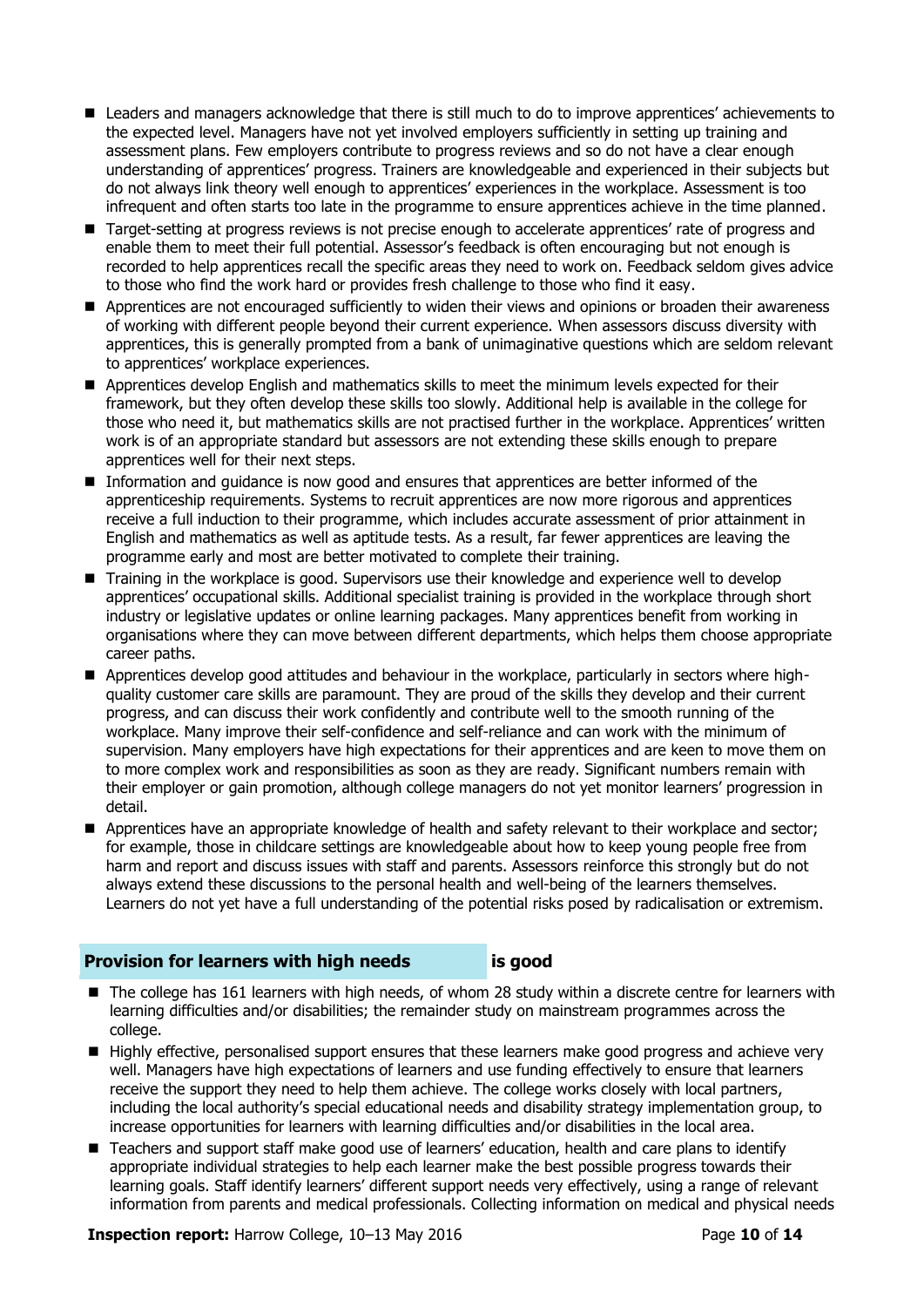- Leaders and managers acknowledge that there is still much to do to improve apprentices' achievements to the expected level. Managers have not yet involved employers sufficiently in setting up training and assessment plans. Few employers contribute to progress reviews and so do not have a clear enough understanding of apprentices' progress. Trainers are knowledgeable and experienced in their subjects but do not always link theory well enough to apprentices' experiences in the workplace. Assessment is too infrequent and often starts too late in the programme to ensure apprentices achieve in the time planned.
- Target-setting at progress reviews is not precise enough to accelerate apprentices' rate of progress and enable them to meet their full potential. Assessor's feedback is often encouraging but not enough is recorded to help apprentices recall the specific areas they need to work on. Feedback seldom gives advice to those who find the work hard or provides fresh challenge to those who find it easy.
- Apprentices are not encouraged sufficiently to widen their views and opinions or broaden their awareness of working with different people beyond their current experience. When assessors discuss diversity with apprentices, this is generally prompted from a bank of unimaginative questions which are seldom relevant to apprentices' workplace experiences.
- Apprentices develop English and mathematics skills to meet the minimum levels expected for their framework, but they often develop these skills too slowly. Additional help is available in the college for those who need it, but mathematics skills are not practised further in the workplace. Apprentices' written work is of an appropriate standard but assessors are not extending these skills enough to prepare apprentices well for their next steps.
- Information and guidance is now good and ensures that apprentices are better informed of the apprenticeship requirements. Systems to recruit apprentices are now more rigorous and apprentices receive a full induction to their programme, which includes accurate assessment of prior attainment in English and mathematics as well as aptitude tests. As a result, far fewer apprentices are leaving the programme early and most are better motivated to complete their training.
- Training in the workplace is good. Supervisors use their knowledge and experience well to develop apprentices' occupational skills. Additional specialist training is provided in the workplace through short industry or legislative updates or online learning packages. Many apprentices benefit from working in organisations where they can move between different departments, which helps them choose appropriate career paths.
- Apprentices develop good attitudes and behaviour in the workplace, particularly in sectors where high-quality customer care skills are paramount. They are proud of the skills they develop and their current progress, and can discuss their work confidently and contribute well to the smooth running of the workplace. Many improve their self-confidence and self-reliance and can work with the minimum of supervision. Many employers have high expectations for their apprentices and are keen to move them on to more complex work and responsibilities as soon as they are ready. Significant numbers remain with their employer or gain promotion, although college managers do not yet monitor learners' progression in detail.
- Apprentices have an appropriate knowledge of health and safety relevant to their workplace and sector; for example, those in childcare settings are knowledgeable about how to keep young people free from harm and report and discuss issues with staff and parents. Assessors reinforce this strongly but do not always extend these discussions to the personal health and well-being of the learners themselves. Learners do not yet have a full understanding of the potential risks posed by radicalisation or extremism.

## Provision for learners with high needs — is good

- The college has 161 learners with high needs, of whom 28 study within a discrete centre for learners with learning difficulties and/or disabilities; the remainder study on mainstream programmes across the college.
- Highly effective, personalised support ensures that these learners make good progress and achieve very well. Managers have high expectations of learners and use funding effectively to ensure that learners receive the support they need to help them achieve. The college works closely with local partners, including the local authority's special educational needs and disability strategy implementation group, to increase opportunities for learners with learning difficulties and/or disabilities in the local area.
- Teachers and support staff make good use of learners' education, health and care plans to identify appropriate individual strategies to help each learner make the best possible progress towards their learning goals. Staff identify learners' different support needs very effectively, using a range of relevant information from parents and medical professionals. Collecting information on medical and physical needs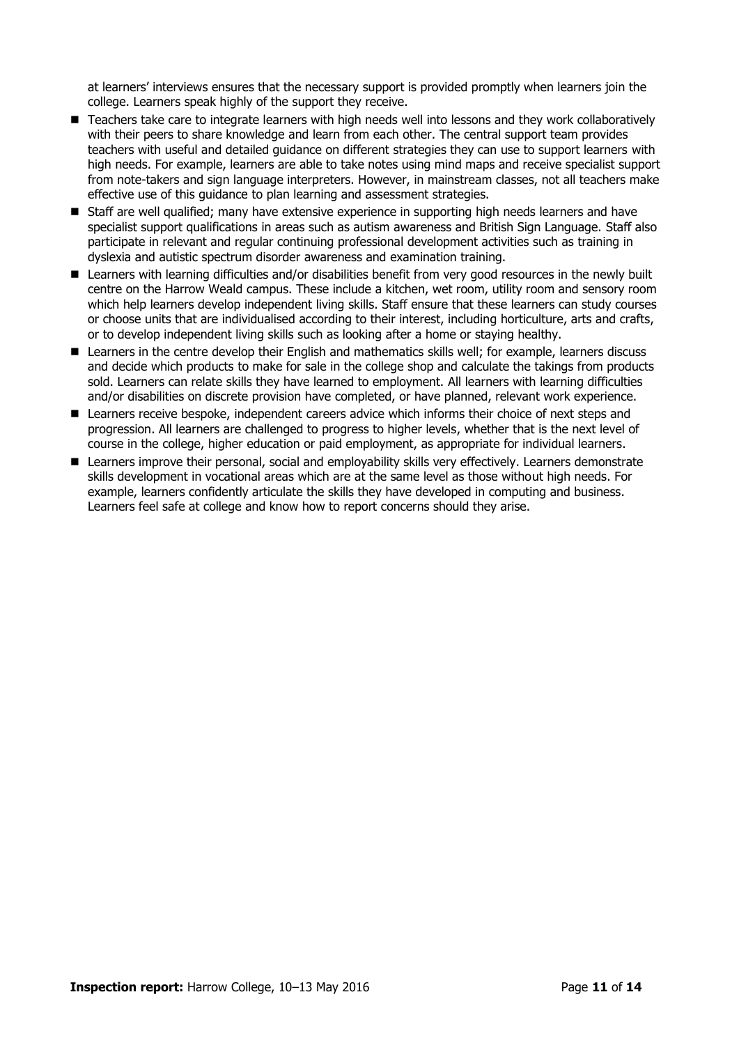at learners' interviews ensures that the necessary support is provided promptly when learners join the college. Learners speak highly of the support they receive.

- Teachers take care to integrate learners with high needs well into lessons and they work collaboratively with their peers to share knowledge and learn from each other. The central support team provides teachers with useful and detailed guidance on different strategies they can use to support learners with high needs. For example, learners are able to take notes using mind maps and receive specialist support from note-takers and sign language interpreters. However, in mainstream classes, not all teachers make effective use of this guidance to plan learning and assessment strategies.
- Staff are well qualified; many have extensive experience in supporting high needs learners and have specialist support qualifications in areas such as autism awareness and British Sign Language. Staff also participate in relevant and regular continuing professional development activities such as training in dyslexia and autistic spectrum disorder awareness and examination training.
- Learners with learning difficulties and/or disabilities benefit from very good resources in the newly built centre on the Harrow Weald campus. These include a kitchen, wet room, utility room and sensory room which help learners develop independent living skills. Staff ensure that these learners can study courses or choose units that are individualised according to their interest, including horticulture, arts and crafts, or to develop independent living skills such as looking after a home or staying healthy.
- Learners in the centre develop their English and mathematics skills well; for example, learners discuss and decide which products to make for sale in the college shop and calculate the takings from products sold. Learners can relate skills they have learned to employment. All learners with learning difficulties and/or disabilities on discrete provision have completed, or have planned, relevant work experience.
- Learners receive bespoke, independent careers advice which informs their choice of next steps and progression. All learners are challenged to progress to higher levels, whether that is the next level of course in the college, higher education or paid employment, as appropriate for individual learners.
- Learners improve their personal, social and employability skills very effectively. Learners demonstrate skills development in vocational areas which are at the same level as those without high needs. For example, learners confidently articulate the skills they have developed in computing and business. Learners feel safe at college and know how to report concerns should they arise.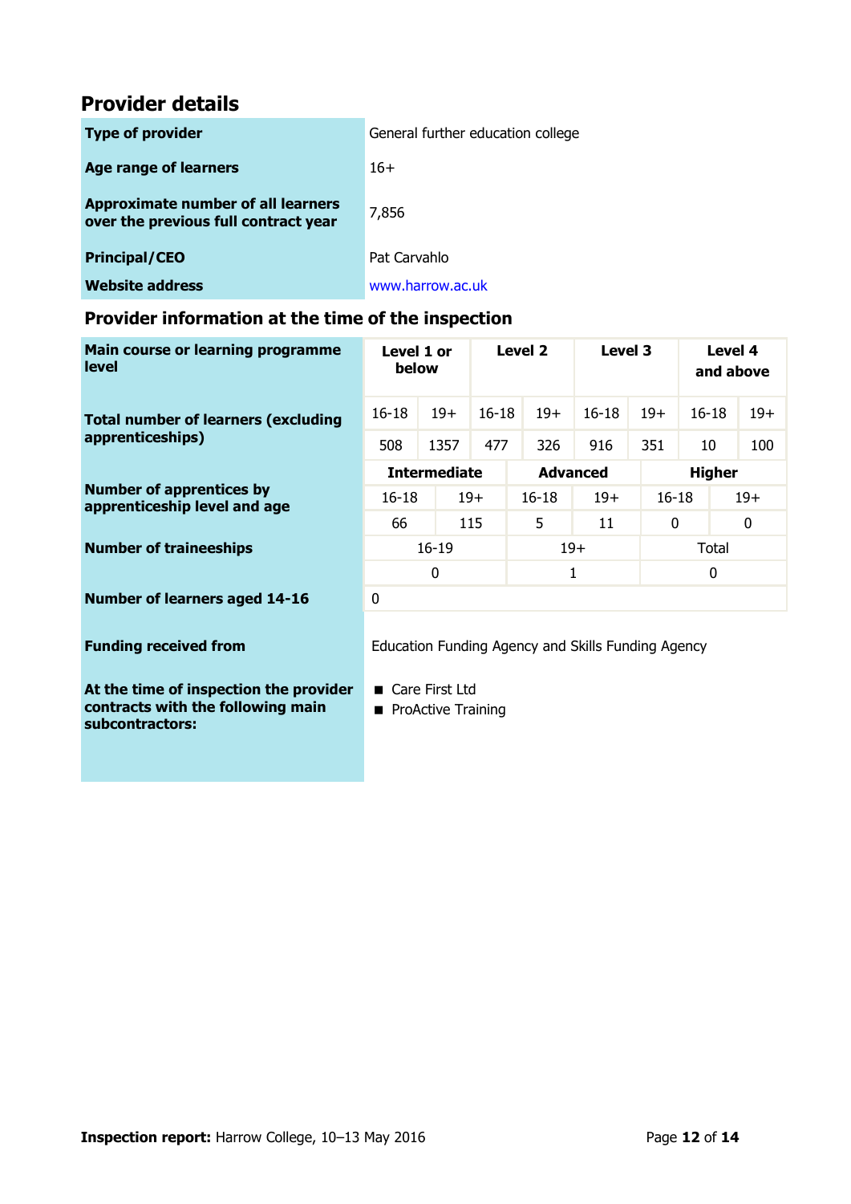## Provider details

| | |
|---|---|
| **Type of provider** | General further education college |
| **Age range of learners** | 16+ |
| **Approximate number of all learners over the previous full contract year** | 7,856 |
| **Principal/CEO** | Pat Carvahlo |
| **Website address** | www.harrow.ac.uk |

### Provider information at the time of the inspection

| **Main course or learning programme level** | **Level 1 or below** | | **Level 2** | | **Level 3** | | **Level 4 and above** | |
|---|---|---|---|---|---|---|---|---|
| **Total number of learners (excluding apprenticeships)** | 16-18 | 19+ | 16-18 | 19+ | 16-18 | 19+ | 16-18 | 19+ |
| | 508 | 1357 | 477 | 326 | 916 | 351 | 10 | 100 |

| | **Intermediate** | | **Advanced** | | **Higher** | |
|---|---|---|---|---|---|---|
| **Number of apprentices by apprenticeship level and age** | 16-18 | 19+ | 16-18 | 19+ | 16-18 | 19+ |
| | 66 | 115 | 5 | 11 | 0 | 0 |

| **Number of traineeships** | 16-19 | 19+ | Total |
|---|---|---|---|
| | 0 | 1 | 0 |

| | |
|---|---|
| **Number of learners aged 14-16** | 0 |
| **Funding received from** | Education Funding Agency and Skills Funding Agency |
| **At the time of inspection the provider contracts with the following main subcontractors:** | ■ Care First Ltd<br>■ ProActive Training |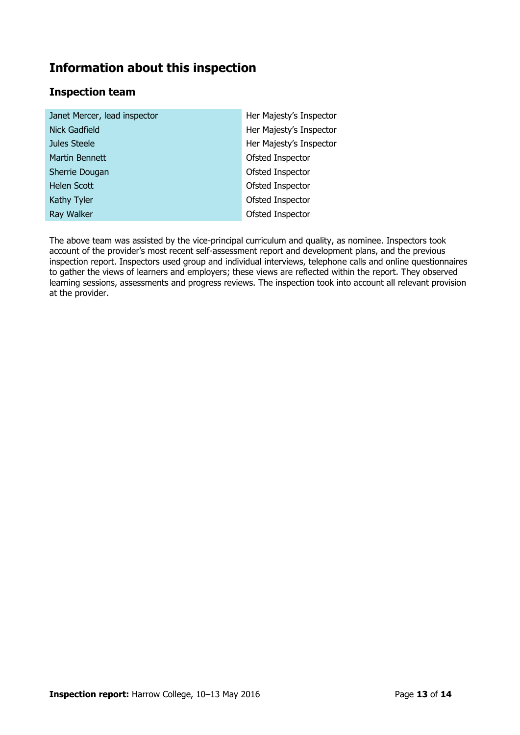## Information about this inspection

### Inspection team

| | |
|---|---|
| Janet Mercer, lead inspector | Her Majesty's Inspector |
| Nick Gadfield | Her Majesty's Inspector |
| Jules Steele | Her Majesty's Inspector |
| Martin Bennett | Ofsted Inspector |
| Sherrie Dougan | Ofsted Inspector |
| Helen Scott | Ofsted Inspector |
| Kathy Tyler | Ofsted Inspector |
| Ray Walker | Ofsted Inspector |

The above team was assisted by the vice-principal curriculum and quality, as nominee. Inspectors took account of the provider's most recent self-assessment report and development plans, and the previous inspection report. Inspectors used group and individual interviews, telephone calls and online questionnaires to gather the views of learners and employers; these views are reflected within the report. They observed learning sessions, assessments and progress reviews. The inspection took into account all relevant provision at the provider.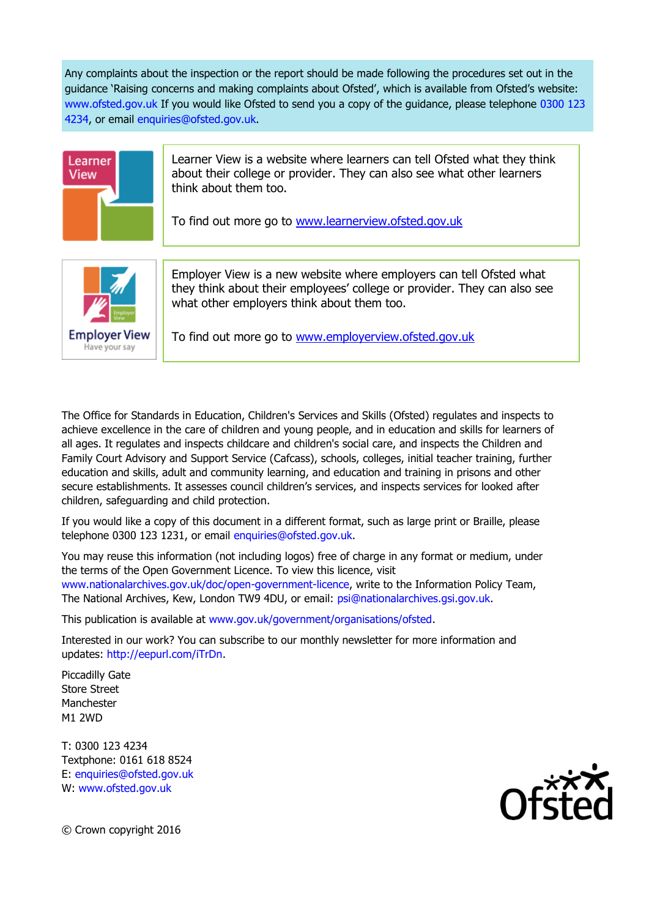Any complaints about the inspection or the report should be made following the procedures set out in the guidance 'Raising concerns and making complaints about Ofsted', which is available from Ofsted's website: www.ofsted.gov.uk If you would like Ofsted to send you a copy of the guidance, please telephone 0300 123 4234, or email enquiries@ofsted.gov.uk.

Learner View is a website where learners can tell Ofsted what they think about their college or provider. They can also see what other learners think about them too.

To find out more go to www.learnerview.ofsted.gov.uk

Employer View is a new website where employers can tell Ofsted what they think about their employees' college or provider. They can also see what other employers think about them too.

To find out more go to www.employerview.ofsted.gov.uk

The Office for Standards in Education, Children's Services and Skills (Ofsted) regulates and inspects to achieve excellence in the care of children and young people, and in education and skills for learners of all ages. It regulates and inspects childcare and children's social care, and inspects the Children and Family Court Advisory and Support Service (Cafcass), schools, colleges, initial teacher training, further education and skills, adult and community learning, and education and training in prisons and other secure establishments. It assesses council children's services, and inspects services for looked after children, safeguarding and child protection.

If you would like a copy of this document in a different format, such as large print or Braille, please telephone 0300 123 1231, or email enquiries@ofsted.gov.uk.

You may reuse this information (not including logos) free of charge in any format or medium, under the terms of the Open Government Licence. To view this licence, visit www.nationalarchives.gov.uk/doc/open-government-licence, write to the Information Policy Team, The National Archives, Kew, London TW9 4DU, or email: psi@nationalarchives.gsi.gov.uk.

This publication is available at www.gov.uk/government/organisations/ofsted.

Interested in our work? You can subscribe to our monthly newsletter for more information and updates: http://eepurl.com/iTrDn.

Piccadilly Gate
Store Street
Manchester
M1 2WD

T: 0300 123 4234
Textphone: 0161 618 8524
E: enquiries@ofsted.gov.uk
W: www.ofsted.gov.uk

© Crown copyright 2016